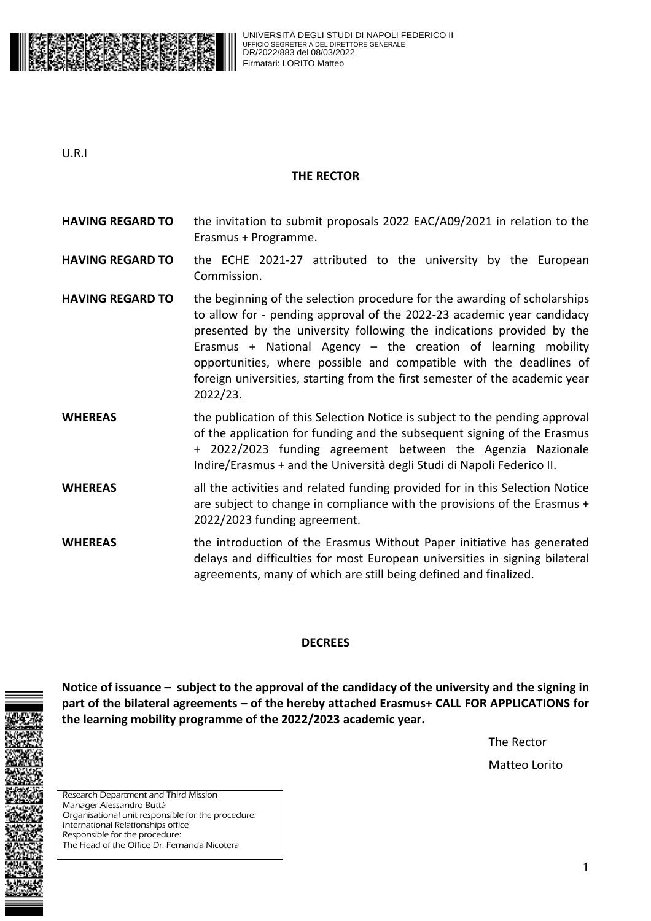UNIVERSITÀ DEGLI STUDI DI NAPOLI FEDERICO II
UFFICIO SEGRETERIA DEL DIRETTORE GENERALE
DR/2022/883 del 08/03/2022
Firmatari: LORITO Matteo

U.R.I

**THE RECTOR**

| | |
|---|---|
| **HAVING REGARD TO** | the invitation to submit proposals 2022 EAC/A09/2021 in relation to the Erasmus + Programme. |
| **HAVING REGARD TO** | the ECHE 2021-27 attributed to the university by the European Commission. |
| **HAVING REGARD TO** | the beginning of the selection procedure for the awarding of scholarships to allow for - pending approval of the 2022-23 academic year candidacy presented by the university following the indications provided by the Erasmus + National Agency – the creation of learning mobility opportunities, where possible and compatible with the deadlines of foreign universities, starting from the first semester of the academic year 2022/23. |
| **WHEREAS** | the publication of this Selection Notice is subject to the pending approval of the application for funding and the subsequent signing of the Erasmus + 2022/2023 funding agreement between the Agenzia Nazionale Indire/Erasmus + and the Università degli Studi di Napoli Federico II. |
| **WHEREAS** | all the activities and related funding provided for in this Selection Notice are subject to change in compliance with the provisions of the Erasmus + 2022/2023 funding agreement. |
| **WHEREAS** | the introduction of the Erasmus Without Paper initiative has generated delays and difficulties for most European universities in signing bilateral agreements, many of which are still being defined and finalized. |

**DECREES**

**Notice of issuance – subject to the approval of the candidacy of the university and the signing in part of the bilateral agreements – of the hereby attached Erasmus+ CALL FOR APPLICATIONS for the learning mobility programme of the 2022/2023 academic year.**

The Rector

Matteo Lorito

*Research Department and Third Mission*
*Manager Alessandro Buttà*
*Organisational unit responsible for the procedure:*
*International Relationships office*
*Responsible for the procedure:*
*The Head of the Office Dr. Fernanda Nicotera*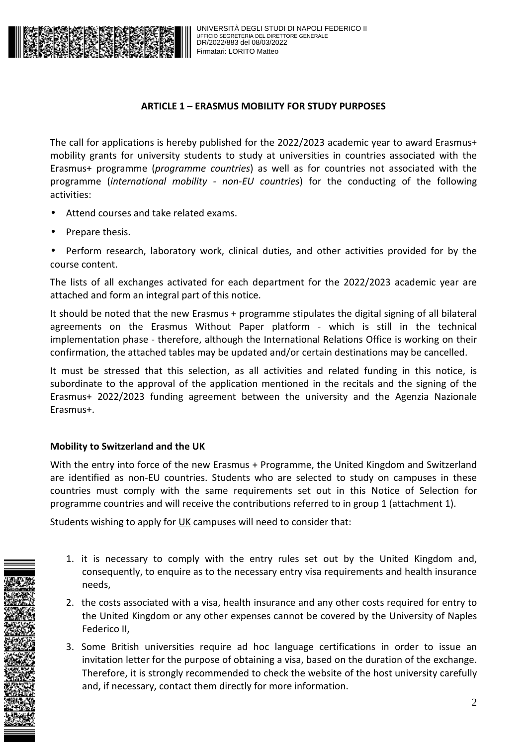## ARTICLE 1 – ERASMUS MOBILITY FOR STUDY PURPOSES

The call for applications is hereby published for the 2022/2023 academic year to award Erasmus+ mobility grants for university students to study at universities in countries associated with the Erasmus+ programme (*programme countries*) as well as for countries not associated with the programme (*international mobility - non-EU countries*) for the conducting of the following activities:

- Attend courses and take related exams.
- Prepare thesis.
- Perform research, laboratory work, clinical duties, and other activities provided for by the course content.

The lists of all exchanges activated for each department for the 2022/2023 academic year are attached and form an integral part of this notice.

It should be noted that the new Erasmus + programme stipulates the digital signing of all bilateral agreements on the Erasmus Without Paper platform - which is still in the technical implementation phase - therefore, although the International Relations Office is working on their confirmation, the attached tables may be updated and/or certain destinations may be cancelled.

It must be stressed that this selection, as all activities and related funding in this notice, is subordinate to the approval of the application mentioned in the recitals and the signing of the Erasmus+ 2022/2023 funding agreement between the university and the Agenzia Nazionale Erasmus+.

**Mobility to Switzerland and the UK**

With the entry into force of the new Erasmus + Programme, the United Kingdom and Switzerland are identified as non-EU countries. Students who are selected to study on campuses in these countries must comply with the same requirements set out in this Notice of Selection for programme countries and will receive the contributions referred to in group 1 (attachment 1).

Students wishing to apply for <u>UK</u> campuses will need to consider that:

1. it is necessary to comply with the entry rules set out by the United Kingdom and, consequently, to enquire as to the necessary entry visa requirements and health insurance needs,
2. the costs associated with a visa, health insurance and any other costs required for entry to the United Kingdom or any other expenses cannot be covered by the University of Naples Federico II,
3. Some British universities require ad hoc language certifications in order to issue an invitation letter for the purpose of obtaining a visa, based on the duration of the exchange. Therefore, it is strongly recommended to check the website of the host university carefully and, if necessary, contact them directly for more information.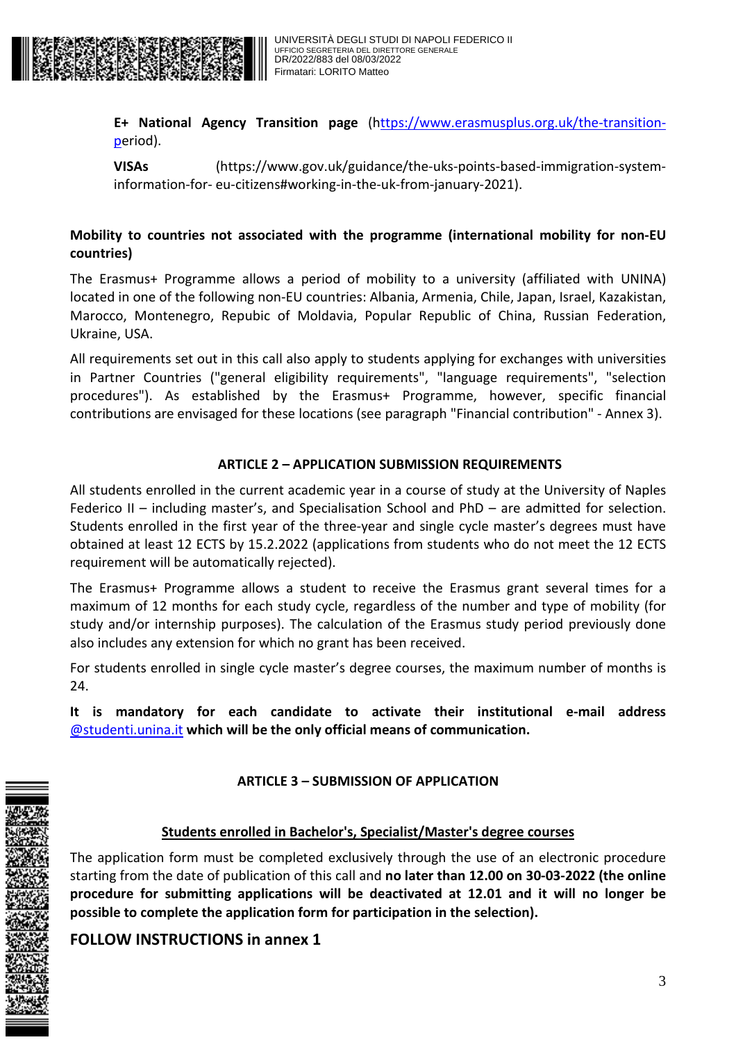**E+ National Agency Transition page** (https://www.erasmusplus.org.uk/the-transition-period).

**VISAs** (https://www.gov.uk/guidance/the-uks-points-based-immigration-system-information-for- eu-citizens#working-in-the-uk-from-january-2021).

**Mobility to countries not associated with the programme (international mobility for non-EU countries)**

The Erasmus+ Programme allows a period of mobility to a university (affiliated with UNINA) located in one of the following non-EU countries: Albania, Armenia, Chile, Japan, Israel, Kazakistan, Marocco, Montenegro, Repubic of Moldavia, Popular Republic of China, Russian Federation, Ukraine, USA.

All requirements set out in this call also apply to students applying for exchanges with universities in Partner Countries ("general eligibility requirements", "language requirements", "selection procedures"). As established by the Erasmus+ Programme, however, specific financial contributions are envisaged for these locations (see paragraph "Financial contribution" - Annex 3).

## ARTICLE 2 – APPLICATION SUBMISSION REQUIREMENTS

All students enrolled in the current academic year in a course of study at the University of Naples Federico II – including master's, and Specialisation School and PhD – are admitted for selection. Students enrolled in the first year of the three-year and single cycle master's degrees must have obtained at least 12 ECTS by 15.2.2022 (applications from students who do not meet the 12 ECTS requirement will be automatically rejected).

The Erasmus+ Programme allows a student to receive the Erasmus grant several times for a maximum of 12 months for each study cycle, regardless of the number and type of mobility (for study and/or internship purposes). The calculation of the Erasmus study period previously done also includes any extension for which no grant has been received.

For students enrolled in single cycle master's degree courses, the maximum number of months is 24.

**It is mandatory for each candidate to activate their institutional e-mail address** @studenti.unina.it **which will be the only official means of communication.**

## ARTICLE 3 – SUBMISSION OF APPLICATION

**Students enrolled in Bachelor's, Specialist/Master's degree courses**

The application form must be completed exclusively through the use of an electronic procedure starting from the date of publication of this call and **no later than 12.00 on 30-03-2022 (the online procedure for submitting applications will be deactivated at 12.01 and it will no longer be possible to complete the application form for participation in the selection).**

**FOLLOW INSTRUCTIONS in annex 1**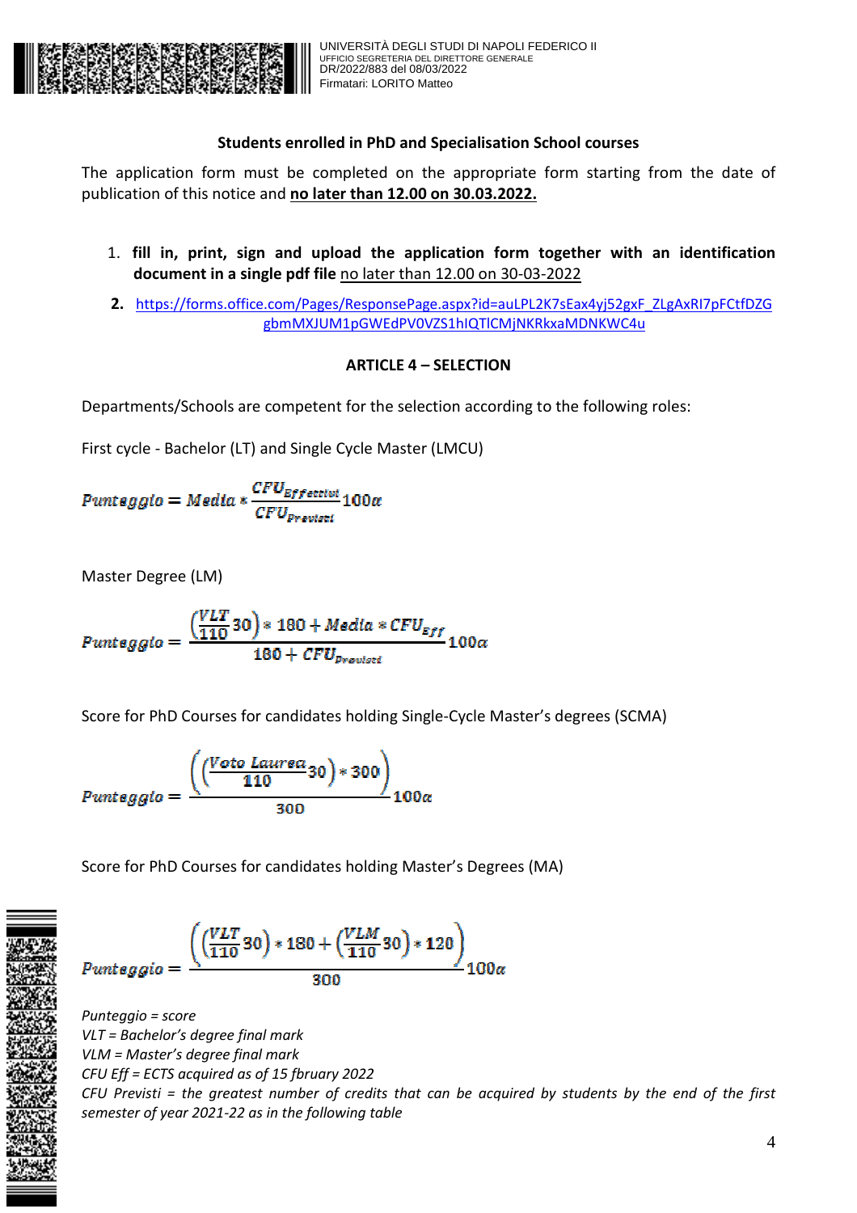**Students enrolled in PhD and Specialisation School courses**

The application form must be completed on the appropriate form starting from the date of publication of this notice and **no later than 12.00 on 30.03.2022.**

1. **fill in, print, sign and upload the application form together with an identification document in a single pdf file** no later than 12.00 on 30-03-2022
2. https://forms.office.com/Pages/ResponsePage.aspx?id=auLPL2K7sEax4yj52gxF_ZLgAxRI7pFCtfDZGgbmMXJUM1pGWEdPV0VZS1hIQTlCMjNKRkxaMDNKWC4u

**ARTICLE 4 – SELECTION**

Departments/Schools are competent for the selection according to the following roles:

First cycle - Bachelor (LT) and Single Cycle Master (LMCU)

$$Punteggio = Media * \frac{CFU_{Effettivi}}{CFU_{Previsti}} 100\alpha$$

Master Degree (LM)

$$Punteggio = \frac{\left(\frac{VLT}{110}30\right) * 180 + Media * CFU_{Eff}}{180 + CFU_{Previsti}} 100\alpha$$

Score for PhD Courses for candidates holding Single-Cycle Master's degrees (SCMA)

$$Punteggio = \frac{\left(\left(\frac{Voto\ Laurea}{110}30\right) * 300\right)}{300} 100\alpha$$

Score for PhD Courses for candidates holding Master's Degrees (MA)

$$Punteggio = \frac{\left(\left(\frac{VLT}{110}30\right) * 180 + \left(\frac{VLM}{110}30\right) * 120\right)}{300} 100\alpha$$

*Punteggio = score*
*VLT = Bachelor's degree final mark*
*VLM = Master's degree final mark*
*CFU Eff = ECTS acquired as of 15 fbruary 2022*
*CFU Previsti = the greatest number of credits that can be acquired by students by the end of the first semester of year 2021-22 as in the following table*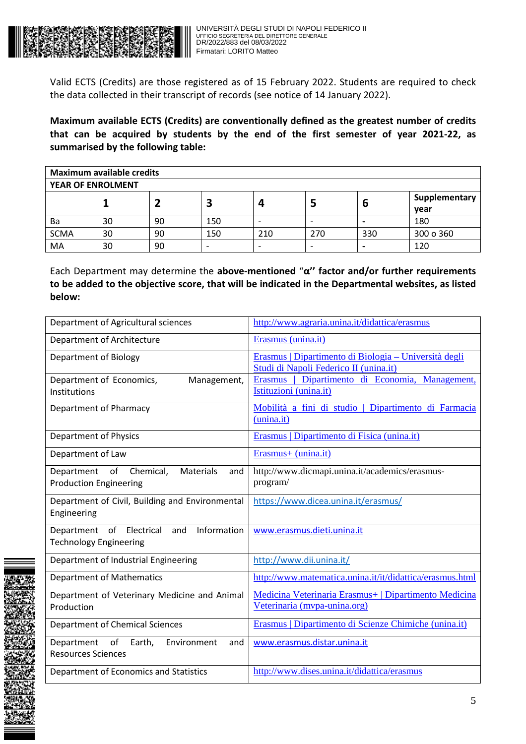Valid ECTS (Credits) are those registered as of 15 February 2022. Students are required to check the data collected in their transcript of records (see notice of 14 January 2022).

**Maximum available ECTS (Credits) are conventionally defined as the greatest number of credits that can be acquired by students by the end of the first semester of year 2021-22, as summarised by the following table:**

| **Maximum available credits** | | | | | | | |
|---|---|---|---|---|---|---|---|
| **YEAR OF ENROLMENT** | | | | | | | |
| | **1** | **2** | **3** | **4** | **5** | **6** | **Supplementary year** |
| Ba | 30 | 90 | 150 | - | - | - | 180 |
| SCMA | 30 | 90 | 150 | 210 | 270 | 330 | 300 o 360 |
| MA | 30 | 90 | - | - | - | - | 120 |

Each Department may determine the **above-mentioned "α" factor and/or further requirements to be added to the objective score, that will be indicated in the Departmental websites, as listed below:**

| | |
|---|---|
| Department of Agricultural sciences | http://www.agraria.unina.it/didattica/erasmus |
| Department of Architecture | Erasmus (unina.it) |
| Department of Biology | Erasmus \| Dipartimento di Biologia – Università degli Studi di Napoli Federico II (unina.it) |
| Department of Economics, Management, Institutions | Erasmus \| Dipartimento di Economia, Management, Istituzioni (unina.it) |
| Department of Pharmacy | Mobilità a fini di studio \| Dipartimento di Farmacia (unina.it) |
| Department of Physics | Erasmus \| Dipartimento di Fisica (unina.it) |
| Department of Law | Erasmus+ (unina.it) |
| Department of Chemical, Materials and Production Engineering | http://www.dicmapi.unina.it/academics/erasmus-program/ |
| Department of Civil, Building and Environmental Engineering | https://www.dicea.unina.it/erasmus/ |
| Department of Electrical and Information Technology Engineering | www.erasmus.dieti.unina.it |
| Department of Industrial Engineering | http://www.dii.unina.it/ |
| Department of Mathematics | http://www.matematica.unina.it/it/didattica/erasmus.html |
| Department of Veterinary Medicine and Animal Production | Medicina Veterinaria Erasmus+ \| Dipartimento Medicina Veterinaria (mvpa-unina.org) |
| Department of Chemical Sciences | Erasmus \| Dipartimento di Scienze Chimiche (unina.it) |
| Department of Earth, Environment and Resources Sciences | www.erasmus.distar.unina.it |
| Department of Economics and Statistics | http://www.dises.unina.it/didattica/erasmus |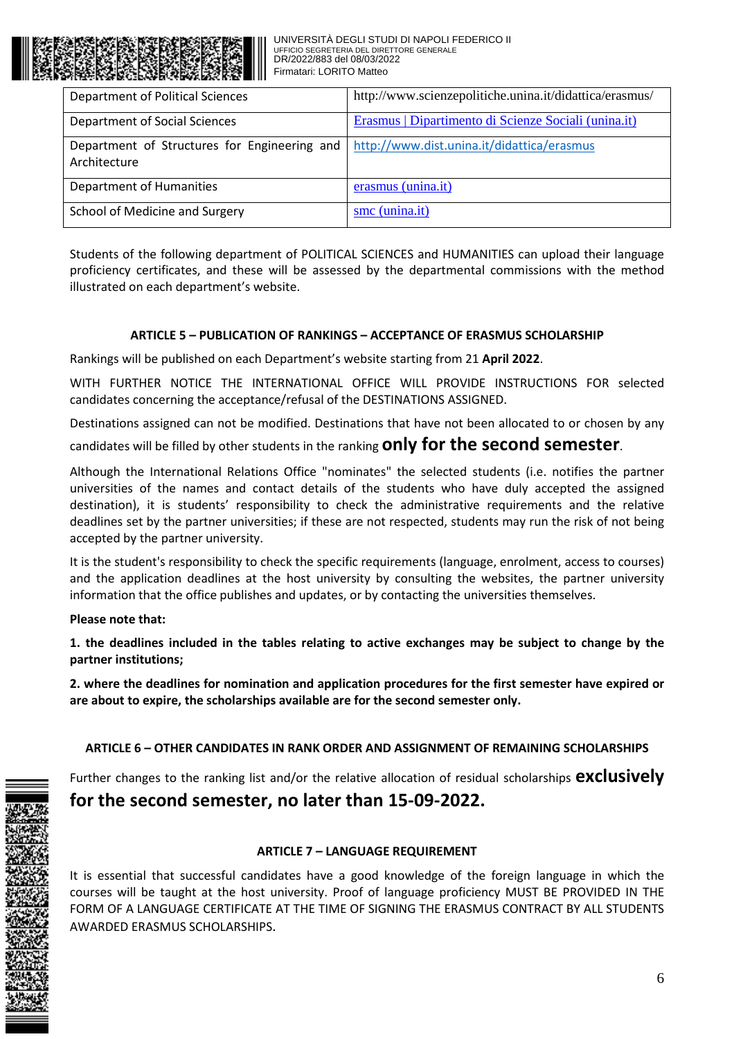| Department of Political Sciences | http://www.scienzepolitiche.unina.it/didattica/erasmus/ |
|---|---|
| Department of Social Sciences | Erasmus \| Dipartimento di Scienze Sociali (unina.it) |
| Department of Structures for Engineering and Architecture | http://www.dist.unina.it/didattica/erasmus |
| Department of Humanities | erasmus (unina.it) |
| School of Medicine and Surgery | smc (unina.it) |

Students of the following department of POLITICAL SCIENCES and HUMANITIES can upload their language proficiency certificates, and these will be assessed by the departmental commissions with the method illustrated on each department's website.

### ARTICLE 5 – PUBLICATION OF RANKINGS – ACCEPTANCE OF ERASMUS SCHOLARSHIP

Rankings will be published on each Department's website starting from 21 **April 2022**.

WITH FURTHER NOTICE THE INTERNATIONAL OFFICE WILL PROVIDE INSTRUCTIONS FOR selected candidates concerning the acceptance/refusal of the DESTINATIONS ASSIGNED.

Destinations assigned can not be modified. Destinations that have not been allocated to or chosen by any candidates will be filled by other students in the ranking **only for the second semester**.

Although the International Relations Office "nominates" the selected students (i.e. notifies the partner universities of the names and contact details of the students who have duly accepted the assigned destination), it is students' responsibility to check the administrative requirements and the relative deadlines set by the partner universities; if these are not respected, students may run the risk of not being accepted by the partner university.

It is the student's responsibility to check the specific requirements (language, enrolment, access to courses) and the application deadlines at the host university by consulting the websites, the partner university information that the office publishes and updates, or by contacting the universities themselves.

**Please note that:**

**1. the deadlines included in the tables relating to active exchanges may be subject to change by the partner institutions;**

**2. where the deadlines for nomination and application procedures for the first semester have expired or are about to expire, the scholarships available are for the second semester only.**

### ARTICLE 6 – OTHER CANDIDATES IN RANK ORDER AND ASSIGNMENT OF REMAINING SCHOLARSHIPS

Further changes to the ranking list and/or the relative allocation of residual scholarships **exclusively for the second semester, no later than 15-09-2022.**

### ARTICLE 7 – LANGUAGE REQUIREMENT

It is essential that successful candidates have a good knowledge of the foreign language in which the courses will be taught at the host university. Proof of language proficiency MUST BE PROVIDED IN THE FORM OF A LANGUAGE CERTIFICATE AT THE TIME OF SIGNING THE ERASMUS CONTRACT BY ALL STUDENTS AWARDED ERASMUS SCHOLARSHIPS.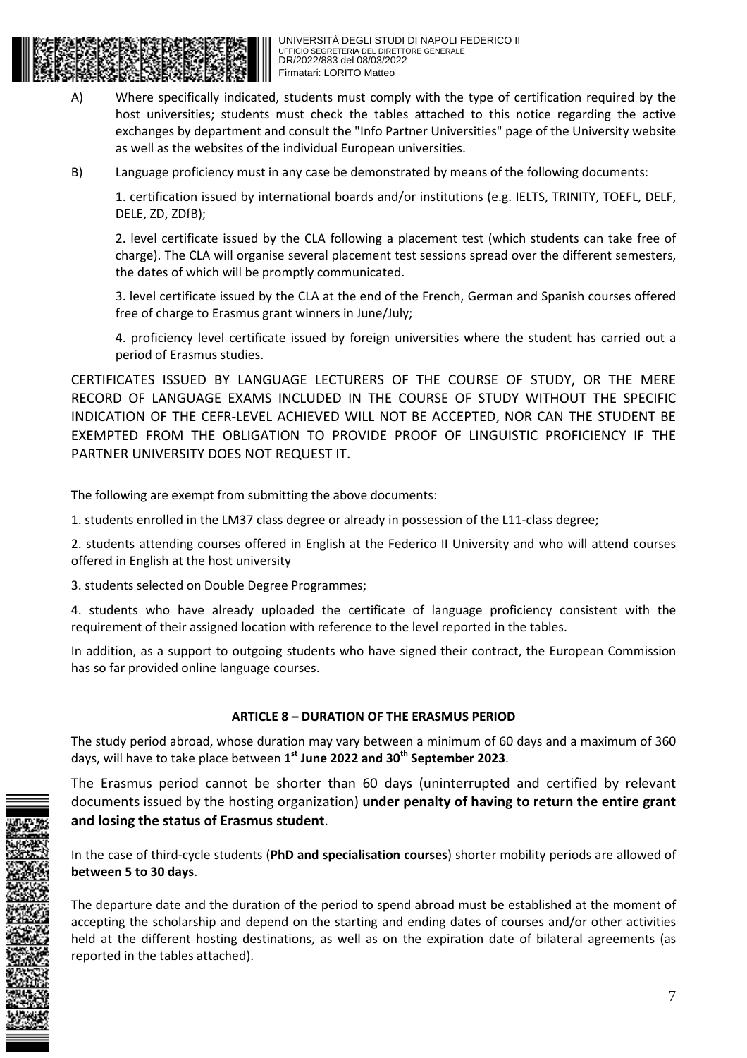A) Where specifically indicated, students must comply with the type of certification required by the host universities; students must check the tables attached to this notice regarding the active exchanges by department and consult the "Info Partner Universities" page of the University website as well as the websites of the individual European universities.

B) Language proficiency must in any case be demonstrated by means of the following documents:

1. certification issued by international boards and/or institutions (e.g. IELTS, TRINITY, TOEFL, DELF, DELE, ZD, ZDfB);

2. level certificate issued by the CLA following a placement test (which students can take free of charge). The CLA will organise several placement test sessions spread over the different semesters, the dates of which will be promptly communicated.

3. level certificate issued by the CLA at the end of the French, German and Spanish courses offered free of charge to Erasmus grant winners in June/July;

4. proficiency level certificate issued by foreign universities where the student has carried out a period of Erasmus studies.

CERTIFICATES ISSUED BY LANGUAGE LECTURERS OF THE COURSE OF STUDY, OR THE MERE RECORD OF LANGUAGE EXAMS INCLUDED IN THE COURSE OF STUDY WITHOUT THE SPECIFIC INDICATION OF THE CEFR-LEVEL ACHIEVED WILL NOT BE ACCEPTED, NOR CAN THE STUDENT BE EXEMPTED FROM THE OBLIGATION TO PROVIDE PROOF OF LINGUISTIC PROFICIENCY IF THE PARTNER UNIVERSITY DOES NOT REQUEST IT.

The following are exempt from submitting the above documents:

1. students enrolled in the LM37 class degree or already in possession of the L11-class degree;

2. students attending courses offered in English at the Federico II University and who will attend courses offered in English at the host university

3. students selected on Double Degree Programmes;

4. students who have already uploaded the certificate of language proficiency consistent with the requirement of their assigned location with reference to the level reported in the tables.

In addition, as a support to outgoing students who have signed their contract, the European Commission has so far provided online language courses.

## ARTICLE 8 – DURATION OF THE ERASMUS PERIOD

The study period abroad, whose duration may vary between a minimum of 60 days and a maximum of 360 days, will have to take place between **1st June 2022 and 30th September 2023**.

The Erasmus period cannot be shorter than 60 days (uninterrupted and certified by relevant documents issued by the hosting organization) **under penalty of having to return the entire grant and losing the status of Erasmus student**.

In the case of third-cycle students (**PhD and specialisation courses**) shorter mobility periods are allowed of **between 5 to 30 days**.

The departure date and the duration of the period to spend abroad must be established at the moment of accepting the scholarship and depend on the starting and ending dates of courses and/or other activities held at the different hosting destinations, as well as on the expiration date of bilateral agreements (as reported in the tables attached).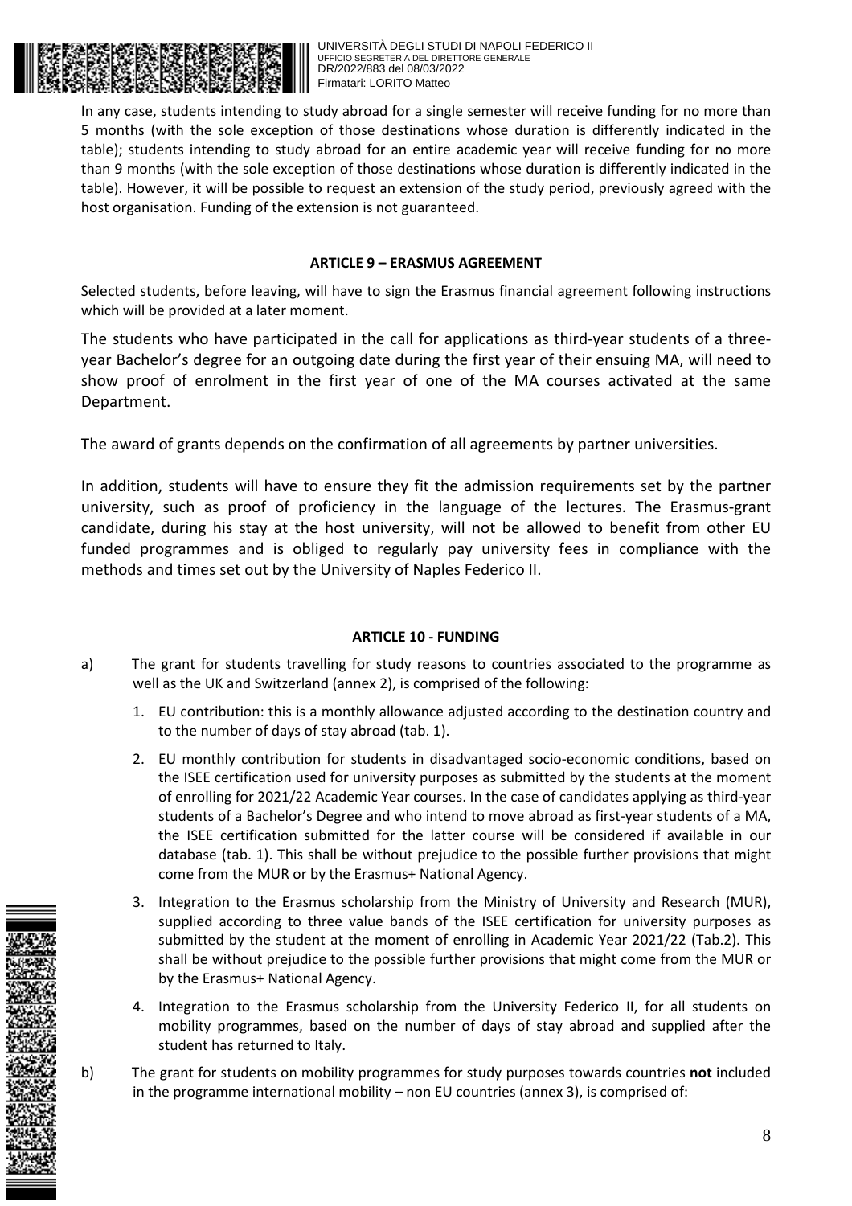In any case, students intending to study abroad for a single semester will receive funding for no more than 5 months (with the sole exception of those destinations whose duration is differently indicated in the table); students intending to study abroad for an entire academic year will receive funding for no more than 9 months (with the sole exception of those destinations whose duration is differently indicated in the table). However, it will be possible to request an extension of the study period, previously agreed with the host organisation. Funding of the extension is not guaranteed.

**ARTICLE 9 – ERASMUS AGREEMENT**

Selected students, before leaving, will have to sign the Erasmus financial agreement following instructions which will be provided at a later moment.

The students who have participated in the call for applications as third-year students of a three-year Bachelor's degree for an outgoing date during the first year of their ensuing MA, will need to show proof of enrolment in the first year of one of the MA courses activated at the same Department.

The award of grants depends on the confirmation of all agreements by partner universities.

In addition, students will have to ensure they fit the admission requirements set by the partner university, such as proof of proficiency in the language of the lectures. The Erasmus-grant candidate, during his stay at the host university, will not be allowed to benefit from other EU funded programmes and is obliged to regularly pay university fees in compliance with the methods and times set out by the University of Naples Federico II.

**ARTICLE 10 - FUNDING**

a) The grant for students travelling for study reasons to countries associated to the programme as well as the UK and Switzerland (annex 2), is comprised of the following:

1. EU contribution: this is a monthly allowance adjusted according to the destination country and to the number of days of stay abroad (tab. 1).
2. EU monthly contribution for students in disadvantaged socio-economic conditions, based on the ISEE certification used for university purposes as submitted by the students at the moment of enrolling for 2021/22 Academic Year courses. In the case of candidates applying as third-year students of a Bachelor's Degree and who intend to move abroad as first-year students of a MA, the ISEE certification submitted for the latter course will be considered if available in our database (tab. 1). This shall be without prejudice to the possible further provisions that might come from the MUR or by the Erasmus+ National Agency.
3. Integration to the Erasmus scholarship from the Ministry of University and Research (MUR), supplied according to three value bands of the ISEE certification for university purposes as submitted by the student at the moment of enrolling in Academic Year 2021/22 (Tab.2). This shall be without prejudice to the possible further provisions that might come from the MUR or by the Erasmus+ National Agency.
4. Integration to the Erasmus scholarship from the University Federico II, for all students on mobility programmes, based on the number of days of stay abroad and supplied after the student has returned to Italy.

b) The grant for students on mobility programmes for study purposes towards countries **not** included in the programme international mobility – non EU countries (annex 3), is comprised of: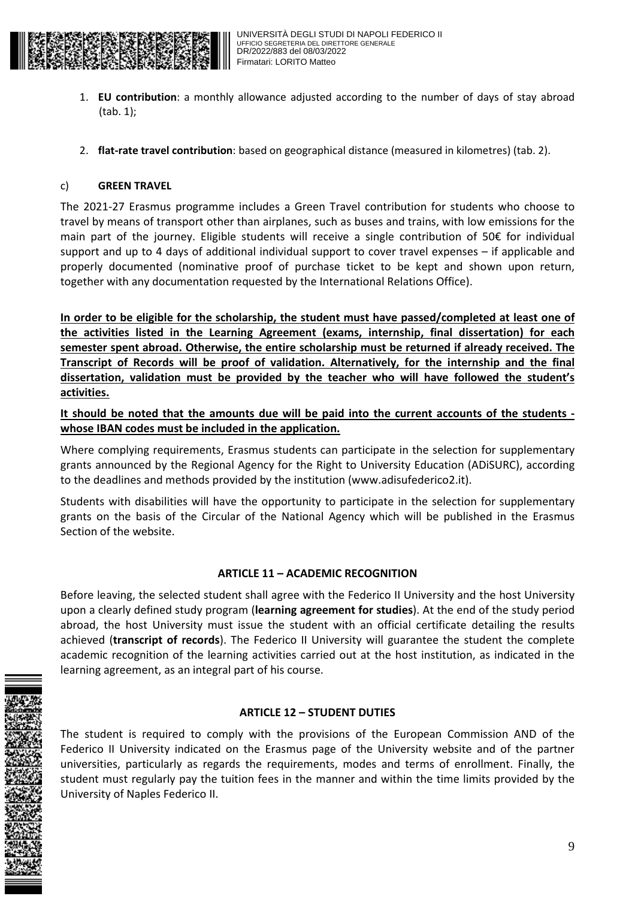1. **EU contribution**: a monthly allowance adjusted according to the number of days of stay abroad (tab. 1);

2. **flat-rate travel contribution**: based on geographical distance (measured in kilometres) (tab. 2).

c) **GREEN TRAVEL**

The 2021-27 Erasmus programme includes a Green Travel contribution for students who choose to travel by means of transport other than airplanes, such as buses and trains, with low emissions for the main part of the journey. Eligible students will receive a single contribution of 50€ for individual support and up to 4 days of additional individual support to cover travel expenses – if applicable and properly documented (nominative proof of purchase ticket to be kept and shown upon return, together with any documentation requested by the International Relations Office).

**In order to be eligible for the scholarship, the student must have passed/completed at least one of the activities listed in the Learning Agreement (exams, internship, final dissertation) for each semester spent abroad. Otherwise, the entire scholarship must be returned if already received. The Transcript of Records will be proof of validation. Alternatively, for the internship and the final dissertation, validation must be provided by the teacher who will have followed the student's activities.**

**It should be noted that the amounts due will be paid into the current accounts of the students - whose IBAN codes must be included in the application.**

Where complying requirements, Erasmus students can participate in the selection for supplementary grants announced by the Regional Agency for the Right to University Education (ADiSURC), according to the deadlines and methods provided by the institution (www.adisufederico2.it).

Students with disabilities will have the opportunity to participate in the selection for supplementary grants on the basis of the Circular of the National Agency which will be published in the Erasmus Section of the website.

## ARTICLE 11 – ACADEMIC RECOGNITION

Before leaving, the selected student shall agree with the Federico II University and the host University upon a clearly defined study program (**learning agreement for studies**). At the end of the study period abroad, the host University must issue the student with an official certificate detailing the results achieved (**transcript of records**). The Federico II University will guarantee the student the complete academic recognition of the learning activities carried out at the host institution, as indicated in the learning agreement, as an integral part of his course.

## ARTICLE 12 – STUDENT DUTIES

The student is required to comply with the provisions of the European Commission AND of the Federico II University indicated on the Erasmus page of the University website and of the partner universities, particularly as regards the requirements, modes and terms of enrollment. Finally, the student must regularly pay the tuition fees in the manner and within the time limits provided by the University of Naples Federico II.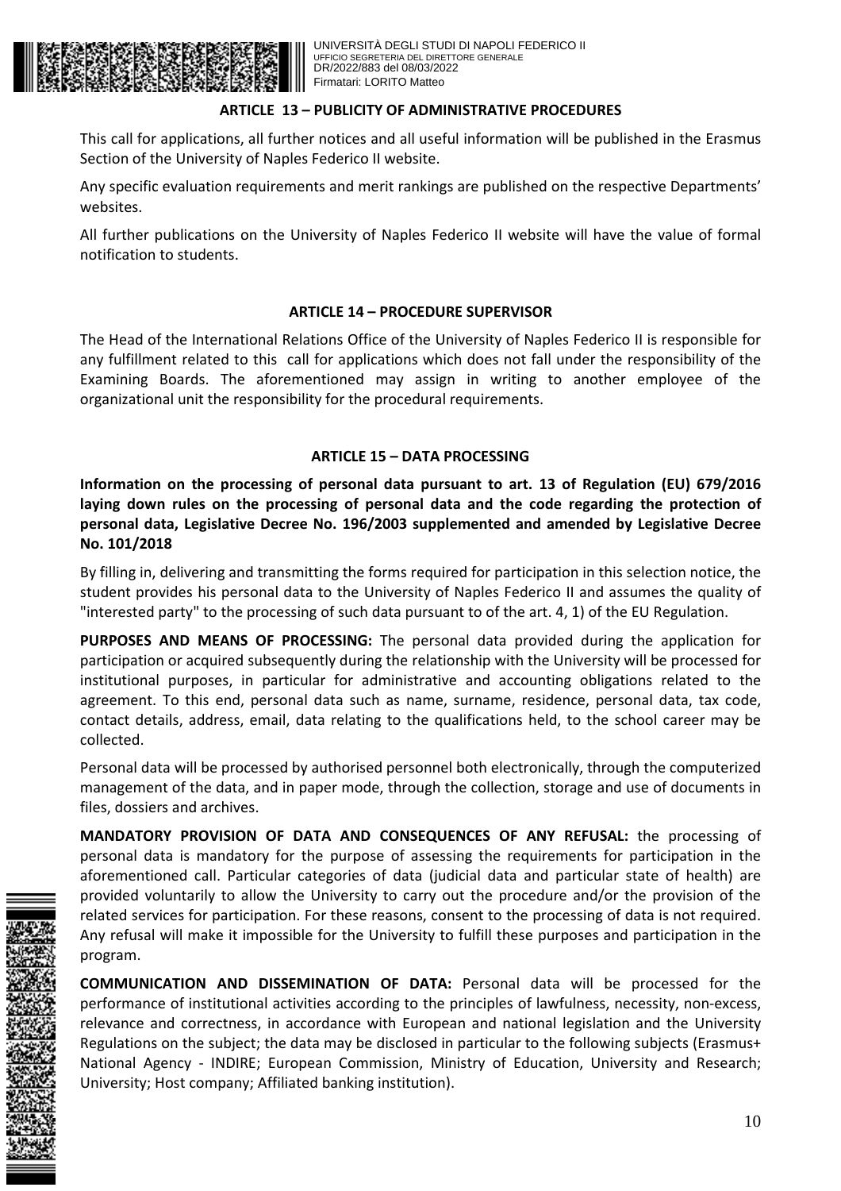### ARTICLE 13 – PUBLICITY OF ADMINISTRATIVE PROCEDURES

This call for applications, all further notices and all useful information will be published in the Erasmus Section of the University of Naples Federico II website.

Any specific evaluation requirements and merit rankings are published on the respective Departments' websites.

All further publications on the University of Naples Federico II website will have the value of formal notification to students.

### ARTICLE 14 – PROCEDURE SUPERVISOR

The Head of the International Relations Office of the University of Naples Federico II is responsible for any fulfillment related to this call for applications which does not fall under the responsibility of the Examining Boards. The aforementioned may assign in writing to another employee of the organizational unit the responsibility for the procedural requirements.

### ARTICLE 15 – DATA PROCESSING

**Information on the processing of personal data pursuant to art. 13 of Regulation (EU) 679/2016 laying down rules on the processing of personal data and the code regarding the protection of personal data, Legislative Decree No. 196/2003 supplemented and amended by Legislative Decree No. 101/2018**

By filling in, delivering and transmitting the forms required for participation in this selection notice, the student provides his personal data to the University of Naples Federico II and assumes the quality of "interested party" to the processing of such data pursuant to of the art. 4, 1) of the EU Regulation.

**PURPOSES AND MEANS OF PROCESSING:** The personal data provided during the application for participation or acquired subsequently during the relationship with the University will be processed for institutional purposes, in particular for administrative and accounting obligations related to the agreement. To this end, personal data such as name, surname, residence, personal data, tax code, contact details, address, email, data relating to the qualifications held, to the school career may be collected.

Personal data will be processed by authorised personnel both electronically, through the computerized management of the data, and in paper mode, through the collection, storage and use of documents in files, dossiers and archives.

**MANDATORY PROVISION OF DATA AND CONSEQUENCES OF ANY REFUSAL:** the processing of personal data is mandatory for the purpose of assessing the requirements for participation in the aforementioned call. Particular categories of data (judicial data and particular state of health) are provided voluntarily to allow the University to carry out the procedure and/or the provision of the related services for participation. For these reasons, consent to the processing of data is not required. Any refusal will make it impossible for the University to fulfill these purposes and participation in the program.

**COMMUNICATION AND DISSEMINATION OF DATA:** Personal data will be processed for the performance of institutional activities according to the principles of lawfulness, necessity, non-excess, relevance and correctness, in accordance with European and national legislation and the University Regulations on the subject; the data may be disclosed in particular to the following subjects (Erasmus+ National Agency - INDIRE; European Commission, Ministry of Education, University and Research; University; Host company; Affiliated banking institution).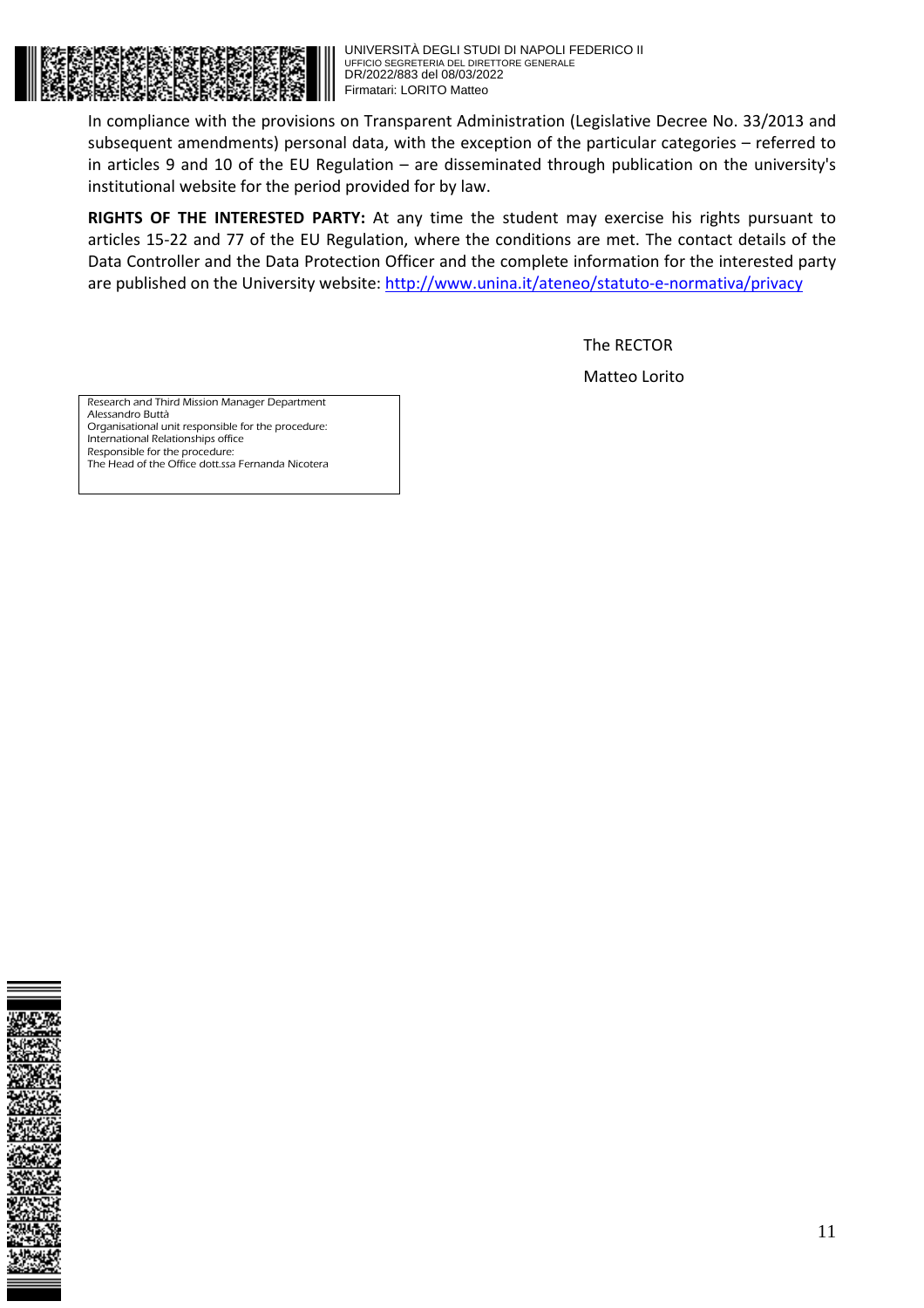In compliance with the provisions on Transparent Administration (Legislative Decree No. 33/2013 and subsequent amendments) personal data, with the exception of the particular categories – referred to in articles 9 and 10 of the EU Regulation – are disseminated through publication on the university's institutional website for the period provided for by law.

**RIGHTS OF THE INTERESTED PARTY:** At any time the student may exercise his rights pursuant to articles 15-22 and 77 of the EU Regulation, where the conditions are met. The contact details of the Data Controller and the Data Protection Officer and the complete information for the interested party are published on the University website: http://www.unina.it/ateneo/statuto-e-normativa/privacy

The RECTOR

Matteo Lorito

Research and Third Mission Manager Department
Alessandro Buttà
Organisational unit responsible for the procedure:
International Relationships office
Responsible for the procedure:
The Head of the Office dott.ssa Fernanda Nicotera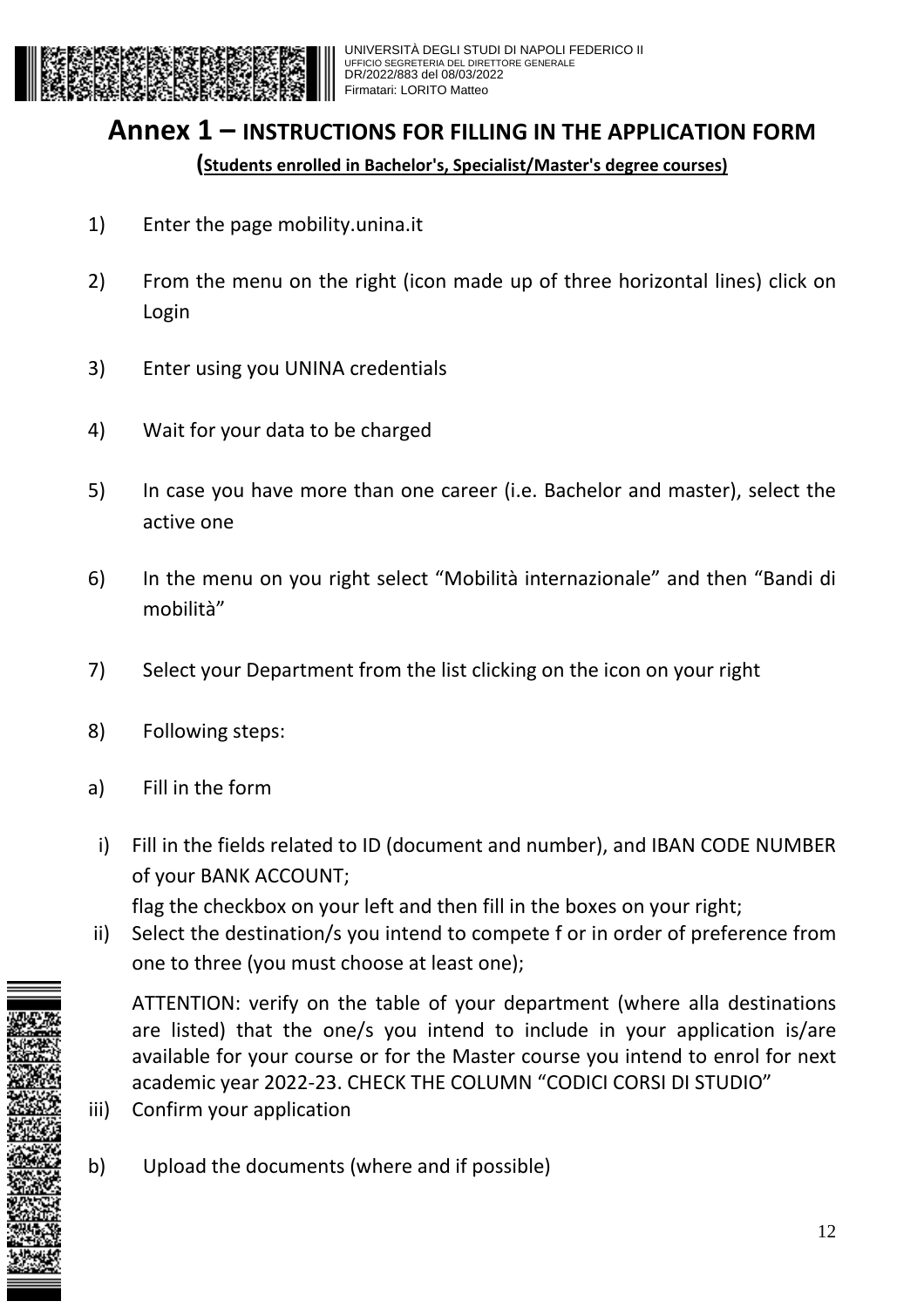# Annex 1 – INSTRUCTIONS FOR FILLING IN THE APPLICATION FORM

**(Students enrolled in Bachelor's, Specialist/Master's degree courses)**

1) Enter the page mobility.unina.it

2) From the menu on the right (icon made up of three horizontal lines) click on Login

3) Enter using you UNINA credentials

4) Wait for your data to be charged

5) In case you have more than one career (i.e. Bachelor and master), select the active one

6) In the menu on you right select "Mobilità internazionale" and then "Bandi di mobilità"

7) Select your Department from the list clicking on the icon on your right

8) Following steps:

a) Fill in the form

   i) Fill in the fields related to ID (document and number), and IBAN CODE NUMBER of your BANK ACCOUNT;
   flag the checkbox on your left and then fill in the boxes on your right;

   ii) Select the destination/s you intend to compete f or in order of preference from one to three (you must choose at least one);

   ATTENTION: verify on the table of your department (where alla destinations are listed) that the one/s you intend to include in your application is/are available for your course or for the Master course you intend to enrol for next academic year 2022-23. CHECK THE COLUMN "CODICI CORSI DI STUDIO"

   iii) Confirm your application

b) Upload the documents (where and if possible)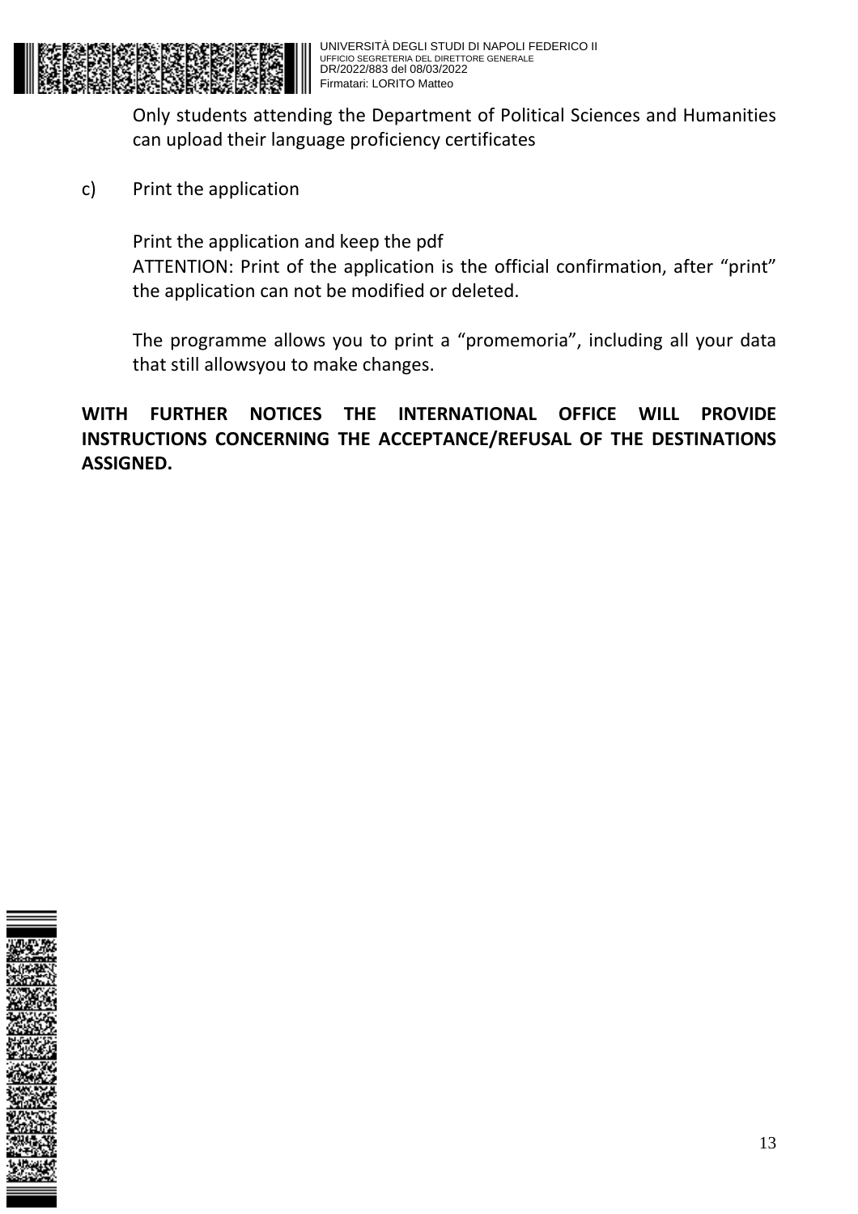Only students attending the Department of Political Sciences and Humanities can upload their language proficiency certificates

c) Print the application

Print the application and keep the pdf
ATTENTION: Print of the application is the official confirmation, after “print” the application can not be modified or deleted.

The programme allows you to print a “promemoria”, including all your data that still allowsyou to make changes.

**WITH FURTHER NOTICES THE INTERNATIONAL OFFICE WILL PROVIDE INSTRUCTIONS CONCERNING THE ACCEPTANCE/REFUSAL OF THE DESTINATIONS ASSIGNED.**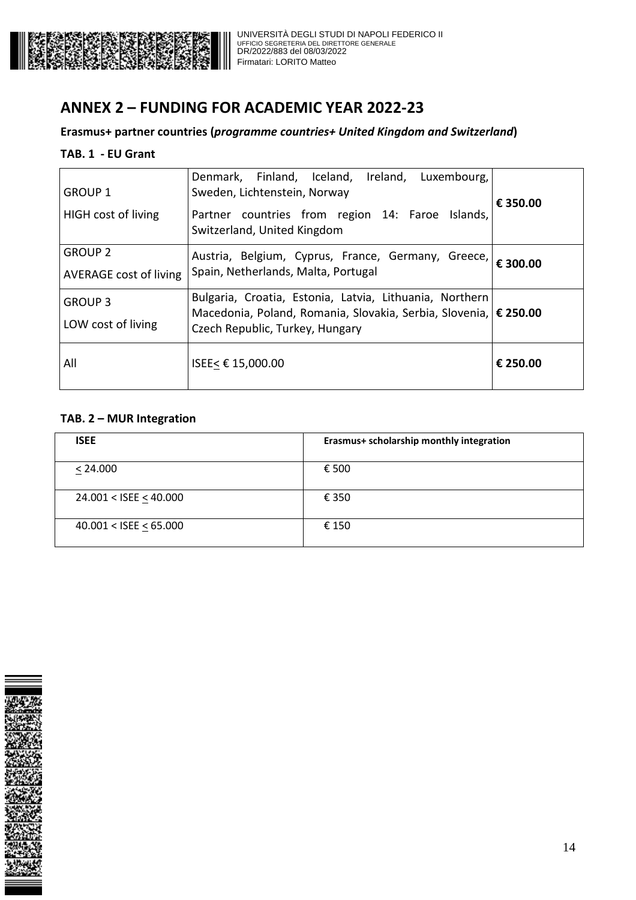## ANNEX 2 – FUNDING FOR ACADEMIC YEAR 2022-23

**Erasmus+ partner countries (*programme countries+ United Kingdom and Switzerland*)**

**TAB. 1 - EU Grant**

| | | |
|---|---|---|
| GROUP 1<br>HIGH cost of living | Denmark, Finland, Iceland, Ireland, Luxembourg, Sweden, Lichtenstein, Norway<br>Partner countries from region 14: Faroe Islands, Switzerland, United Kingdom | **€ 350.00** |
| GROUP 2<br>AVERAGE cost of living | Austria, Belgium, Cyprus, France, Germany, Greece, Spain, Netherlands, Malta, Portugal | **€ 300.00** |
| GROUP 3<br>LOW cost of living | Bulgaria, Croatia, Estonia, Latvia, Lithuania, Northern Macedonia, Poland, Romania, Slovakia, Serbia, Slovenia, Czech Republic, Turkey, Hungary | **€ 250.00** |
| All | ISEE≤ € 15,000.00 | **€ 250.00** |

**TAB. 2 – MUR Integration**

| ISEE | Erasmus+ scholarship monthly integration |
|---|---|
| ≤ 24.000 | € 500 |
| 24.001 < ISEE ≤ 40.000 | € 350 |
| 40.001 < ISEE ≤ 65.000 | € 150 |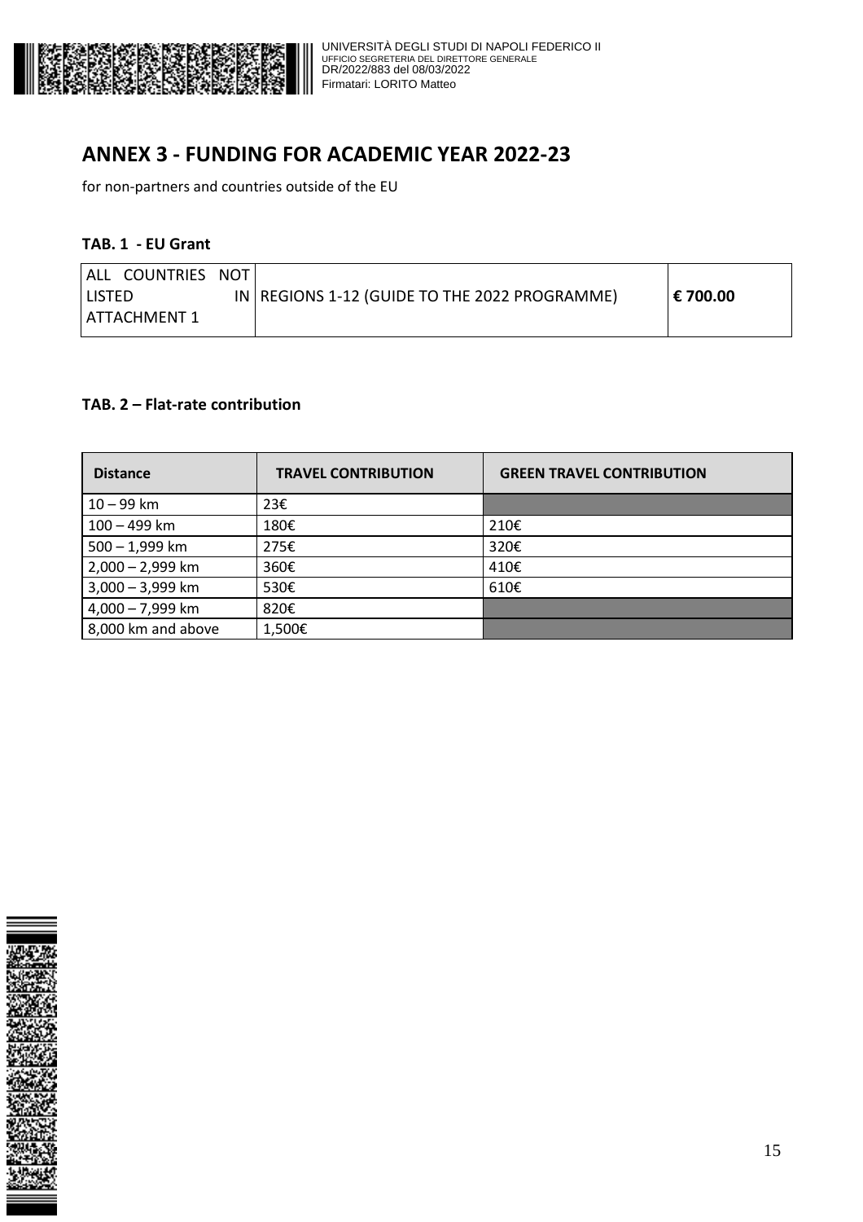## ANNEX 3 - FUNDING FOR ACADEMIC YEAR 2022-23

for non-partners and countries outside of the EU

**TAB. 1 - EU Grant**

| | | |
|---|---|---|
| ALL COUNTRIES NOT LISTED IN ATTACHMENT 1 | REGIONS 1-12 (GUIDE TO THE 2022 PROGRAMME) | **€ 700.00** |

**TAB. 2 – Flat-rate contribution**

| Distance | TRAVEL CONTRIBUTION | GREEN TRAVEL CONTRIBUTION |
|---|---|---|
| 10 – 99 km | 23€ | |
| 100 – 499 km | 180€ | 210€ |
| 500 – 1,999 km | 275€ | 320€ |
| 2,000 – 2,999 km | 360€ | 410€ |
| 3,000 – 3,999 km | 530€ | 610€ |
| 4,000 – 7,999 km | 820€ | |
| 8,000 km and above | 1,500€ | |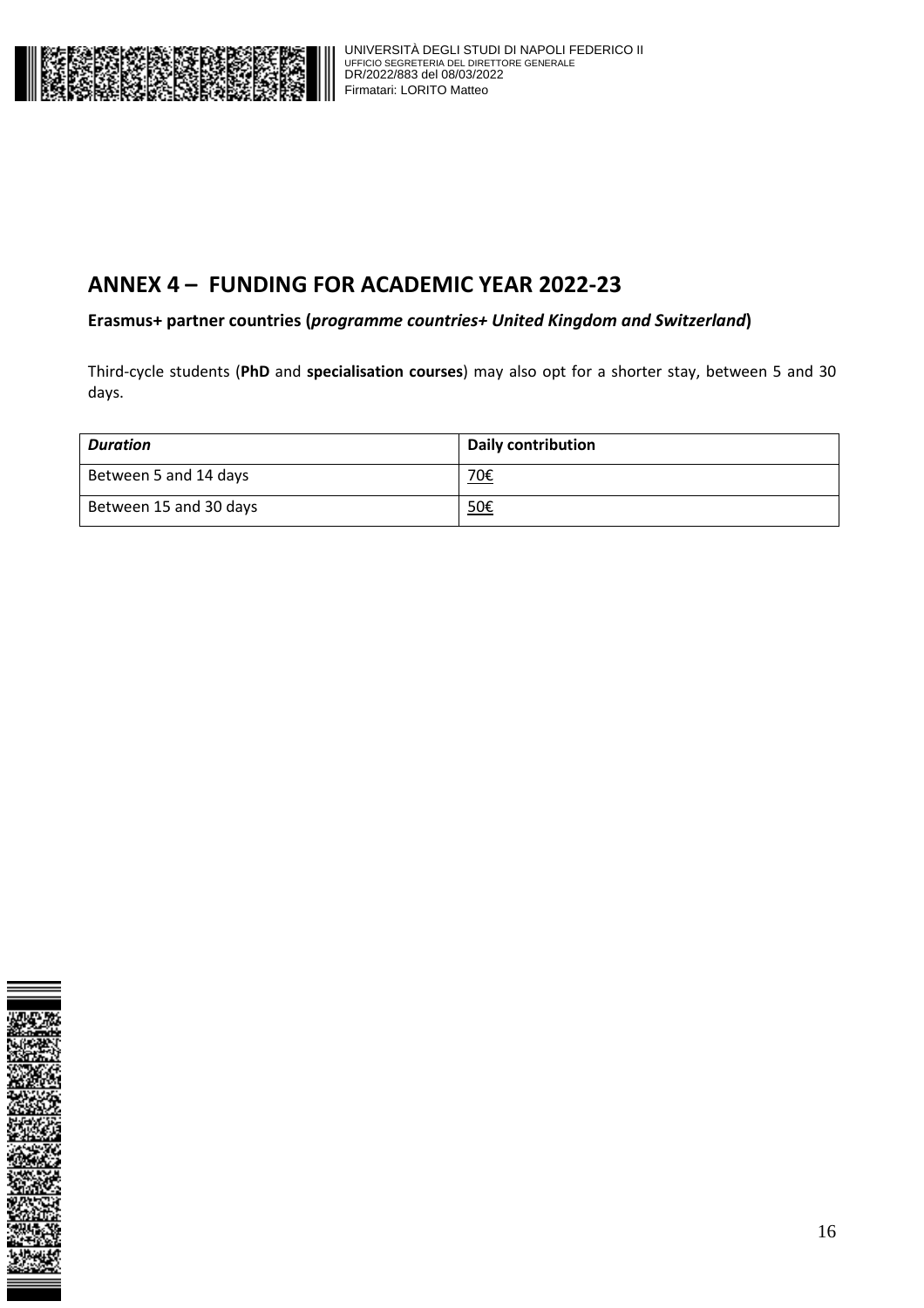## ANNEX 4 – FUNDING FOR ACADEMIC YEAR 2022-23

**Erasmus+ partner countries (*programme countries+ United Kingdom and Switzerland*)**

Third-cycle students (**PhD** and **specialisation courses**) may also opt for a shorter stay, between 5 and 30 days.

| ***Duration*** | **Daily contribution** |
| --- | --- |
| Between 5 and 14 days | 70€ |
| Between 15 and 30 days | 50€ |